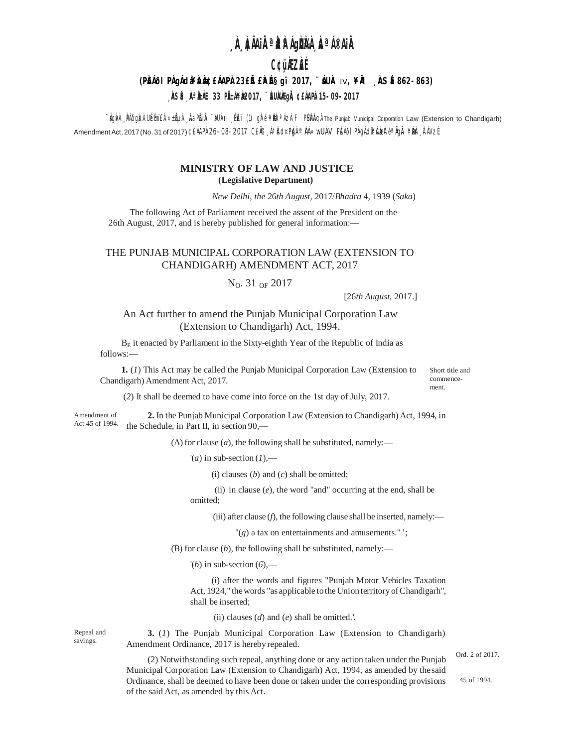¸ÀA¸À¢ÃAiÀÄ ªÀåªÀºÁgÀUÀ¼ÀÄ ¸ÀaªÁ®AiÀÄ

C¢ü¸ÀÆZÀ£É

(PÀ£ÁðlPÀ gÁdå¥ÀvÀæ ¢£ÁAPÀ 23£Éà £ÀªÉA§gï 2017, ¨sÁUÀ IV, ¥ÀÄl ¸ÀASÉå 862-863)

¸ÀASÉå ¸ÀAªÀå±ÁE 33 PÉñÁ¥Àæ 2017, ¨ÉAUÀ¼ÀÆgÀÄ, ¢£ÁAPÀ 15-09-2017

¨sÁgÀvÀ ¸ÀPÁðgÀzÀ UÉeÉmï£À «±ÉõÀ ¸ÀAaPÉAiÀÄ ¨sÁUÀ-II ¸ÉPÀë£ï (1) gÀ°è ¥ÀæPÀlUÉÆAqÀ F PÉÃAzÀæ The Punjab Municipal Corporation Law (Extension to Chandigarh) Amendment Act, 2017 (No. 31 of 2017) ¢£ÁAPÀ 26-08-2017 C£ÀÄß ¸ÁªÀðd¤PÀgÀ ªÀiÁ»wUÁV PÀ£ÁðlPÀ gÁdå¥ÀvÀæzÀ°è ªÀÄgÀÄ ¥ÀæPÀn¸À¯ÁVzÉ

## MINISTRY OF LAW AND JUSTICE

**(Legislative Department)**

*New Delhi, the* 26*th August,* 2017/*Bhadra* 4, 1939 (*Saka*)

The following Act of Parliament received the assent of the President on the 26th August, 2017, and is hereby published for general information:—

## THE PUNJAB MUNICIPAL CORPORATION LAW (EXTENSION TO CHANDIGARH) AMENDMENT ACT, 2017

NO. 31 OF 2017

[26*th August,* 2017.]

An Act further to amend the Punjab Municipal Corporation Law (Extension to Chandigarh) Act, 1994.

BE it enacted by Parliament in the Sixty-eighth Year of the Republic of India as follows:—

Short title and commencement.

**1.** (*1*) This Act may be called the Punjab Municipal Corporation Law (Extension to Chandigarh) Amendment Act, 2017.

(*2*) It shall be deemed to have come into force on the 1st day of July, 2017.

Amendment of Act 45 of 1994.

**2.** In the Punjab Municipal Corporation Law (Extension to Chandigarh) Act, 1994, in the Schedule, in Part II, in section 90,—

(A) for clause (*a*), the following shall be substituted, namely:—

'(*a*) in sub-section (*1*),—

(i) clauses (*b*) and (*c*) shall be omitted;

(ii) in clause (*e*), the word "and" occurring at the end, shall be omitted;

(iii) after clause (*f*), the following clause shall be inserted, namely:—

"(*g*) a tax on entertainments and amusements." ';

(B) for clause (*b*), the following shall be substituted, namely:—

'(*b*) in sub-section (*6*),—

(i) after the words and figures "Punjab Motor Vehicles Taxation Act, 1924," the words "as applicable to the Union territory of Chandigarh", shall be inserted;

(ii) clauses (*d*) and (*e*) shall be omitted.'.

Repeal and savings.

**3.** (*1*) The Punjab Municipal Corporation Law (Extension to Chandigarh) Amendment Ordinance, 2017 is hereby repealed.

Ord. 2 of 2017.

(2) Notwithstanding such repeal, anything done or any action taken under the Punjab Municipal Corporation Law (Extension to Chandigarh) Act, 1994, as amended by the said Ordinance, shall be deemed to have been done or taken under the corresponding provisions of the said Act, as amended by this Act.

45 of 1994.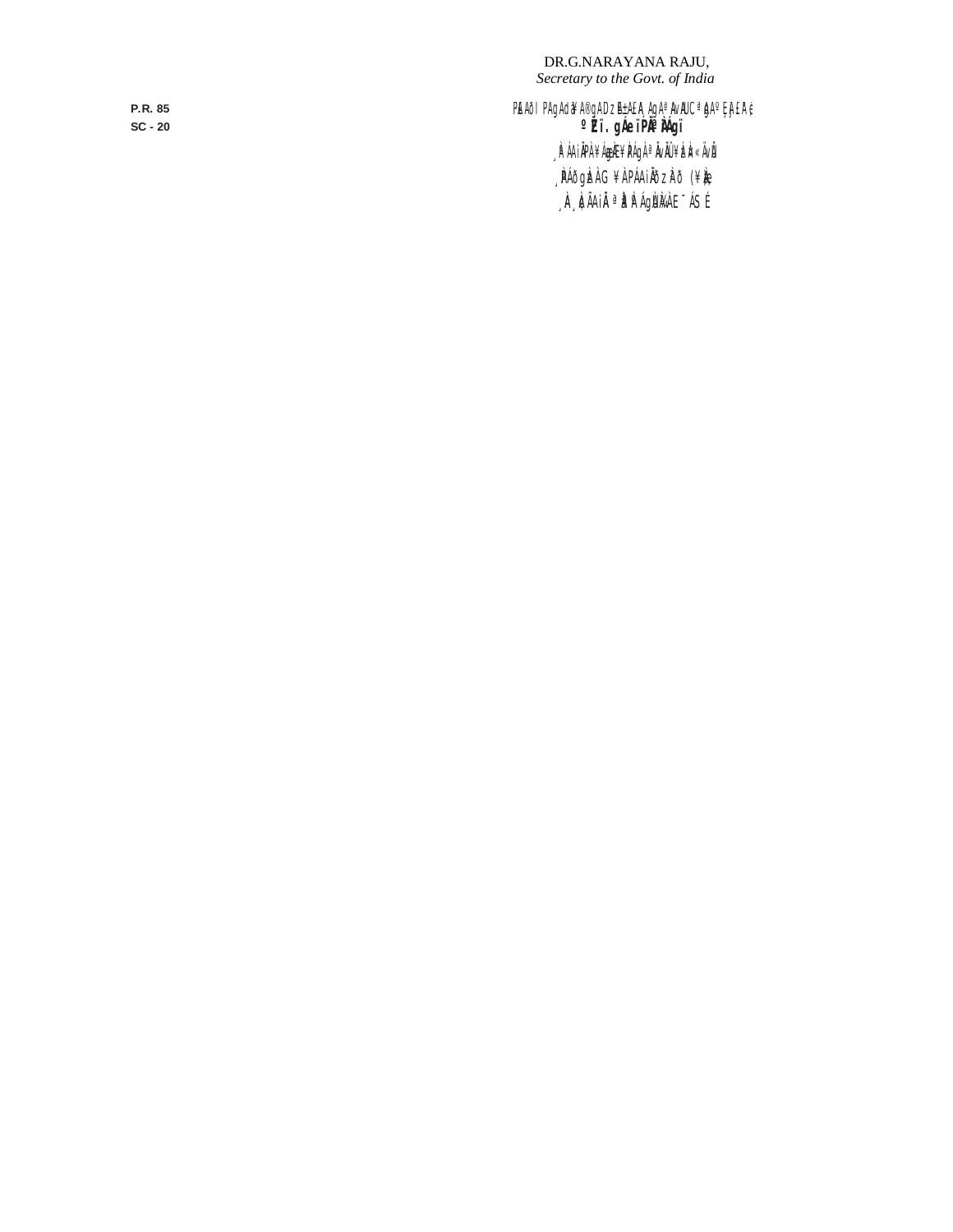DR.G.NARAYANA RAJU,
*Secretary to the Govt. of India*

P.R. 85
SC - 20

PÉÁð I PAgÀdÀ¥ÀÁ®gÀÄ zÀB±ÀÄ£À¸À ÀgÀÀªÀÄvÀÄUÀ ªÀgÀªÀ°ÈÀ ¸À£ÀÀ¢

**ºÉï. gÁeïPÁÃgï**

¸ÀPÁÌiÀPÀ¥ÁgÀÈ¥ÀÁgÀÀªÀÄvÀÄÄ¥ÀæÀ«ÀvÀÄ

¸ÀPÁðgÀzÀ C¢üãÀ PÁAiÀÄðzÀ²ð (¥Àæ)

¸ÀA¸À¢ÃAiÀÄ ªÀåªÀºÁgÀUÀ¼ÀÄ E¯ÁSÉ